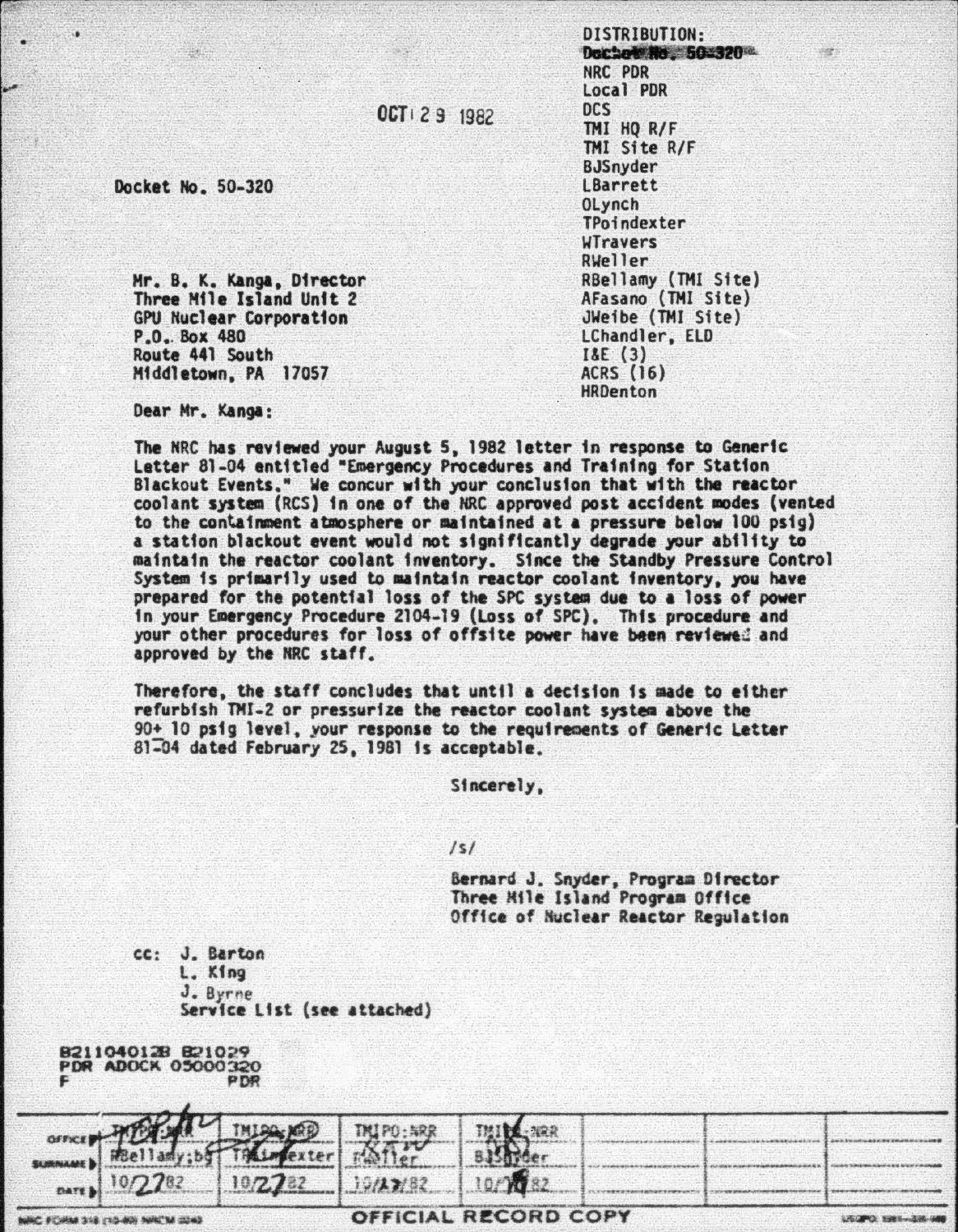DISTRIBUTION:
Docket No. 50-320
NRC PDR
Local PDR
DCS
TMI HQ R/F
TMI Site R/F
BJSnyder
LBarrett
OLynch
TPoindexter
WTravers
RWeller
RBellamy (TMI Site)
AFasano (TMI Site)
JWeibe (TMI Site)
LChandler, ELD
I&E (3)
ACRS (16)
HRDenton

OCT 29 1982

Docket No. 50-320

Mr. B. K. Kanga, Director
Three Mile Island Unit 2
GPU Nuclear Corporation
P.O. Box 480
Route 441 South
Middletown, PA 17057

Dear Mr. Kanga:

The NRC has reviewed your August 5, 1982 letter in response to Generic Letter 81-04 entitled "Emergency Procedures and Training for Station Blackout Events." We concur with your conclusion that with the reactor coolant system (RCS) in one of the NRC approved post accident modes (vented to the containment atmosphere or maintained at a pressure below 100 psig) a station blackout event would not significantly degrade your ability to maintain the reactor coolant inventory. Since the Standby Pressure Control System is primarily used to maintain reactor coolant inventory, you have prepared for the potential loss of the SPC system due to a loss of power in your Emergency Procedure 2104-19 (Loss of SPC). This procedure and your other procedures for loss of offsite power have been reviewed and approved by the NRC staff.

Therefore, the staff concludes that until a decision is made to either refurbish TMI-2 or pressurize the reactor coolant system above the 90+ 10 psig level, your response to the requirements of Generic Letter 81-04 dated February 25, 1981 is acceptable.

Sincerely,

/s/

Bernard J. Snyder, Program Director
Three Mile Island Program Office
Office of Nuclear Reactor Regulation

cc: J. Barton
L. King
J. Byrne
Service List (see attached)

8211040128 821029
PDR ADOCK 05000320
F PDR

| OFFICE | TMIPO:NRR | TMIPO:NRR | TMIPO:NRR | TMIPO:NRR | | | |
|---|---|---|---|---|---|---|---|
| SURNAME | RBellamy:bg | TPoindexter | RWeller | BJSnyder | | | |
| DATE | 10/27/82 | 10/27/82 | 10/27/82 | 10/29/82 | | | |

NRC FORM 318 (10-80) NRCM 0240

OFFICIAL RECORD COPY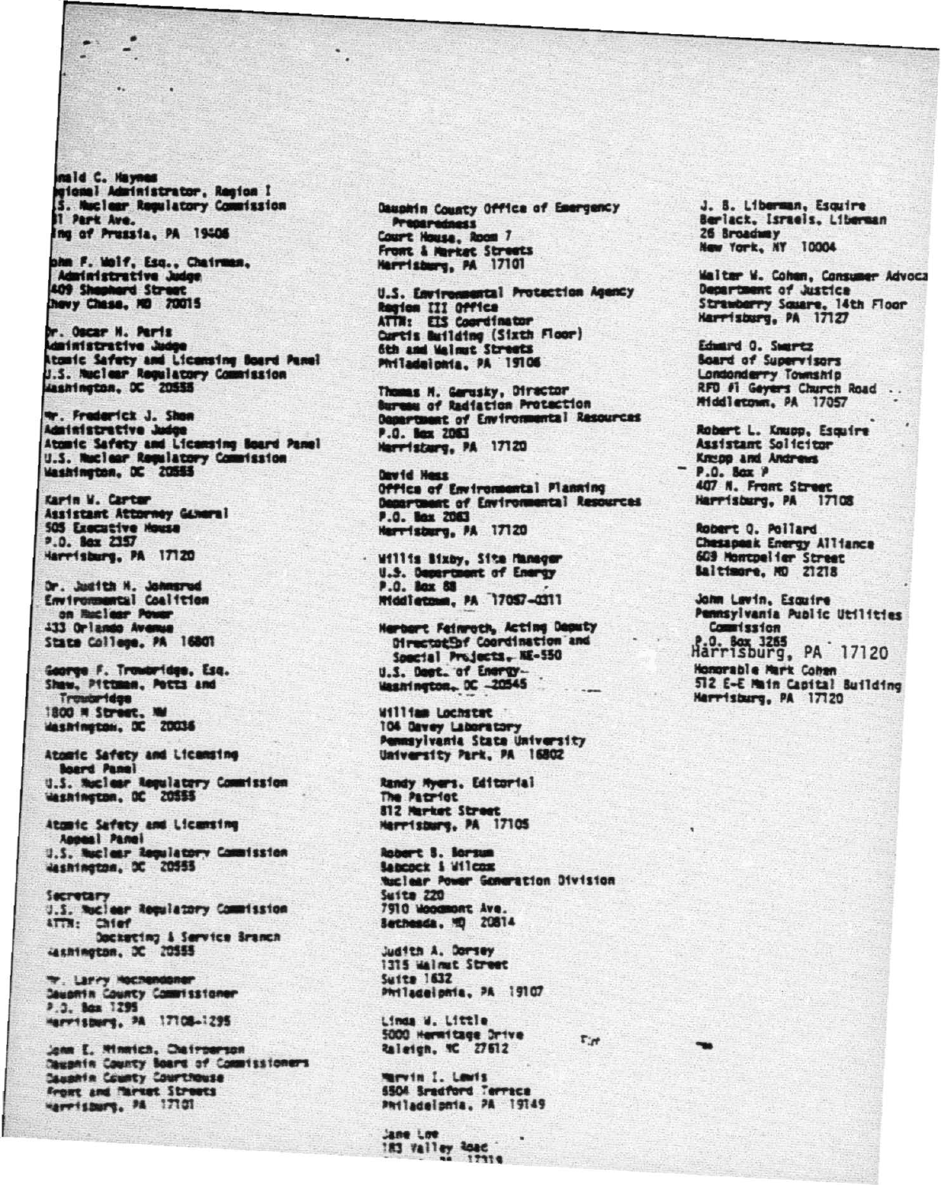nald C. Haynes
gional Administrator, Region I
.S. Nuclear Regulatory Commission
1 Park Ave.
ing of Prussia, PA 19406

ohn F. Wolf, Esq., Chairman,
Administrative Judge
409 Shepherd Street
hevy Chase, MD 20015

r. Oscar H. Paris
Administrative Judge
Atomic Safety and Licensing Board Panel
U.S. Nuclear Regulatory Commission
Washington, DC 20555

Mr. Frederick J. Shon
Administrative Judge
Atomic Safety and Licensing Board Panel
U.S. Nuclear Regulatory Commission
Washington, DC 20555

Karin W. Carter
Assistant Attorney General
505 Executive House
P.O. Box 2357
Harrisburg, PA 17120

Dr. Judith H. Johnsrud
Environmental Coalition
on Nuclear Power
433 Orlando Avenue
State College, PA 16801

George F. Trowbridge, Esq.
Shaw, Pittman, Potts and
Trowbridge
1800 M Street, NW
Washington, DC 20036

Atomic Safety and Licensing
Board Panel
U.S. Nuclear Regulatory Commission
Washington, DC 20555

Atomic Safety and Licensing
Appeal Panel
U.S. Nuclear Regulatory Commission
Washington, DC 20555

Secretary
U.S. Nuclear Regulatory Commission
ATTN: Chief
Docketing & Service Branch
Washington, DC 20555

Mr. Larry Hochendoner
Dauphin County Commissioner
P.O. Box 1295
Harrisburg, PA 17108-1295

John E. Minnich, Chairperson
Dauphin County Board of Commissioners
Dauphin County Courthouse
Front and Market Streets
Harrisburg, PA 17101

Dauphin County Office of Emergency
Preparedness
Court House, Room 7
Front & Market Streets
Harrisburg, PA 17101

U.S. Environmental Protection Agency
Region III Office
ATTN: EIS Coordinator
Curtis Building (Sixth Floor)
6th and Walnut Streets
Philadelphia, PA 19106

Thomas M. Gerusky, Director
Bureau of Radiation Protection
Department of Environmental Resources
P.O. Box 2063
Harrisburg, PA 17120

David Hess
Office of Environmental Planning
Department of Environmental Resources
P.O. Box 2063
Harrisburg, PA 17120

Willis Bixby, Site Manager
U.S. Department of Energy
P.O. Box 88
Middletown, PA 17057-0311

Herbert Feinroth, Acting Deputy
Director, Of Coordination and
Special Projects, NE-550
U.S. Dept. of Energy
Washington, DC 20545

William Lochstet
104 Davey Laboratory
Pennsylvania State University
University Park, PA 16802

Randy Myers, Editorial
The Patriot
812 Market Street
Harrisburg, PA 17105

Robert B. Borsum
Babcock & Wilcox
Nuclear Power Generation Division
Suite 220
7910 Woodmont Ave.
Bethesda, MD 20814

Judith A. Dorsey
1315 Walnut Street
Suite 1632
Philadelphia, PA 19107

Linda W. Little
5000 Hermitage Drive
Raleigh, NC 27612

Marvin I. Lewis
6504 Bradford Terrace
Philadelphia, PA 19149

Jane Lee
183 Valley Road
... PA 17319

J. B. Liberman, Esquire
Berlack, Israels, Liberman
26 Broadway
New York, NY 10004

Walter W. Cohen, Consumer Advoca
Department of Justice
Strawberry Square, 14th Floor
Harrisburg, PA 17127

Edward O. Swartz
Board of Supervisors
Londonderry Township
RFD #1 Geyers Church Road
Middletown, PA 17057

Robert L. Knupp, Esquire
Assistant Solicitor
Knupp and Andrews
P.O. Box P
407 N. Front Street
Harrisburg, PA 17108

Robert Q. Pollard
Chesapeak Energy Alliance
609 Montpelier Street
Baltimore, MD 21218

John Levin, Esquire
Pennsylvania Public Utilities
Commission
P.O. Box 3265
Harrisburg, PA 17120

Honorable Mark Cohen
512 E-E Main Capital Building
Harrisburg, PA 17120